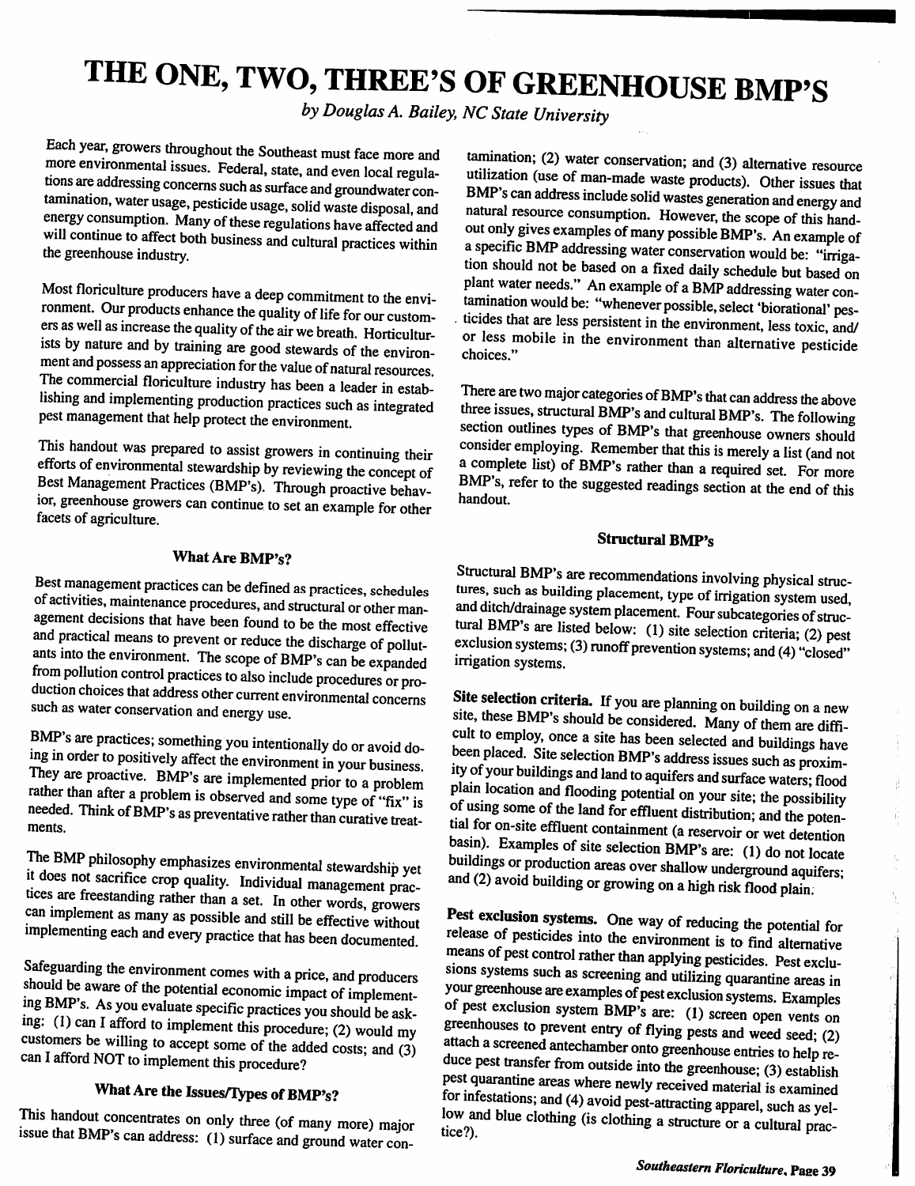# THE ONE, TWO, THREE'S OF GREENHOUSE BMP'S

*by Douglas A. Bailey, NC State University*

Each year, growers throughout the Southeast must face more and more environmental issues. Federal, state, and even local regulations are addressing concerns such as surface and groundwater contamination, water usage, pesticide usage, solid waste disposal, and energy consumption. Many of these regulations have affected and will continue to affect both business and cultural practices within the greenhouse industry.

Most floriculture producers have a deep commitment to the environment. Our products enhance the quality of life for our customers as well as increase the quality of the air we breath. Horticulturists by nature and by training are good stewards of the environment and possess an appreciation for the value of natural resources. The commercial floriculture industry has been a leader in establishing and implementing production practices such as integrated pest management that help protect the environment.

This handout was prepared to assist growers in continuing their efforts of environmental stewardship by reviewing the concept of Best Management Practices (BMP's). Through proactive behavior, greenhouse growers can continue to set an example for other facets of agriculture.

### What Are BMP's?

Best management practices can be defined as practices, schedules of activities, maintenance procedures, and structural or other management decisions that have been found to be the most effective and practical means to prevent or reduce the discharge of pollutants into the environment. The scope of BMP's can be expanded from pollution control practices to also include procedures or production choices that address other current environmental concerns such as water conservation and energy use.

BMP's are practices; something you intentionally do or avoid doing in order to positively affect the environment in your business. They are proactive. BMP's are implemented prior to a problem rather than after a problem is observed and some type of "fix" is needed. Think of BMP's as preventative rather than curative treatments.

The BMP philosophy emphasizes environmental stewardship yet it does not sacrifice crop quality. Individual management practices are freestanding rather than a set. In other words, growers can implement as many as possible and still be effective without implementing each and every practice that has been documented.

Safeguarding the environment comes with a price, and producers should be aware of the potential economic impact of implementing BMP's. As you evaluate specific practices you should be asking: (1) can I afford to implement this procedure; (2) would my customers be willing to accept some of the added costs; and (3) can I afford NOT to implement this procedure?

### What Are the Issues/Types of BMP's?

This handout concentrates on only three (of many more) major issue that BMP's can address: (1) surface and ground water contamination; (2) water conservation; and (3) alternative resource utilization (use of man-made waste products). Other issues that BMP's can address include solid wastes generation and energy and natural resource consumption. However, the scope of this handout only gives examples of many possible BMP's. An example of a specific BMP addressing water conservation would be: "irrigation should not be based on a fixed daily schedule but based on plant water needs." An example of a BMP addressing water contamination would be: "whenever possible, select 'biorational' pesticides that are less persistent in the environment, less toxic, and/or less mobile in the environment than alternative pesticide choices."

There are two major categories of BMP's that can address the above three issues, structural BMP's and cultural BMP's. The following section outlines types of BMP's that greenhouse owners should consider employing. Remember that this is merely a list (and not a complete list) of BMP's rather than a required set. For more BMP's, refer to the suggested readings section at the end of this handout.

### Structural BMP's

Structural BMP's are recommendations involving physical structures, such as building placement, type of irrigation system used, and ditch/drainage system placement. Four subcategories of structural BMP's are listed below: (1) site selection criteria; (2) pest exclusion systems; (3) runoff prevention systems; and (4) "closed" irrigation systems.

**Site selection criteria.** If you are planning on building on a new site, these BMP's should be considered. Many of them are difficult to employ, once a site has been selected and buildings have been placed. Site selection BMP's address issues such as proximity of your buildings and land to aquifers and surface waters; flood plain location and flooding potential on your site; the possibility of using some of the land for effluent distribution; and the potential for on-site effluent containment (a reservoir or wet detention basin). Examples of site selection BMP's are: (1) do not locate buildings or production areas over shallow underground aquifers; and (2) avoid building or growing on a high risk flood plain.

**Pest exclusion systems.** One way of reducing the potential for release of pesticides into the environment is to find alternative means of pest control rather than applying pesticides. Pest exclusions systems such as screening and utilizing quarantine areas in your greenhouse are examples of pest exclusion systems. Examples of pest exclusion system BMP's are: (1) screen open vents on greenhouses to prevent entry of flying pests and weed seed; (2) attach a screened antechamber onto greenhouse entries to help reduce pest transfer from outside into the greenhouse; (3) establish pest quarantine areas where newly received material is examined for infestations; and (4) avoid pest-attracting apparel, such as yellow and blue clothing (is clothing a structure or a cultural practice?).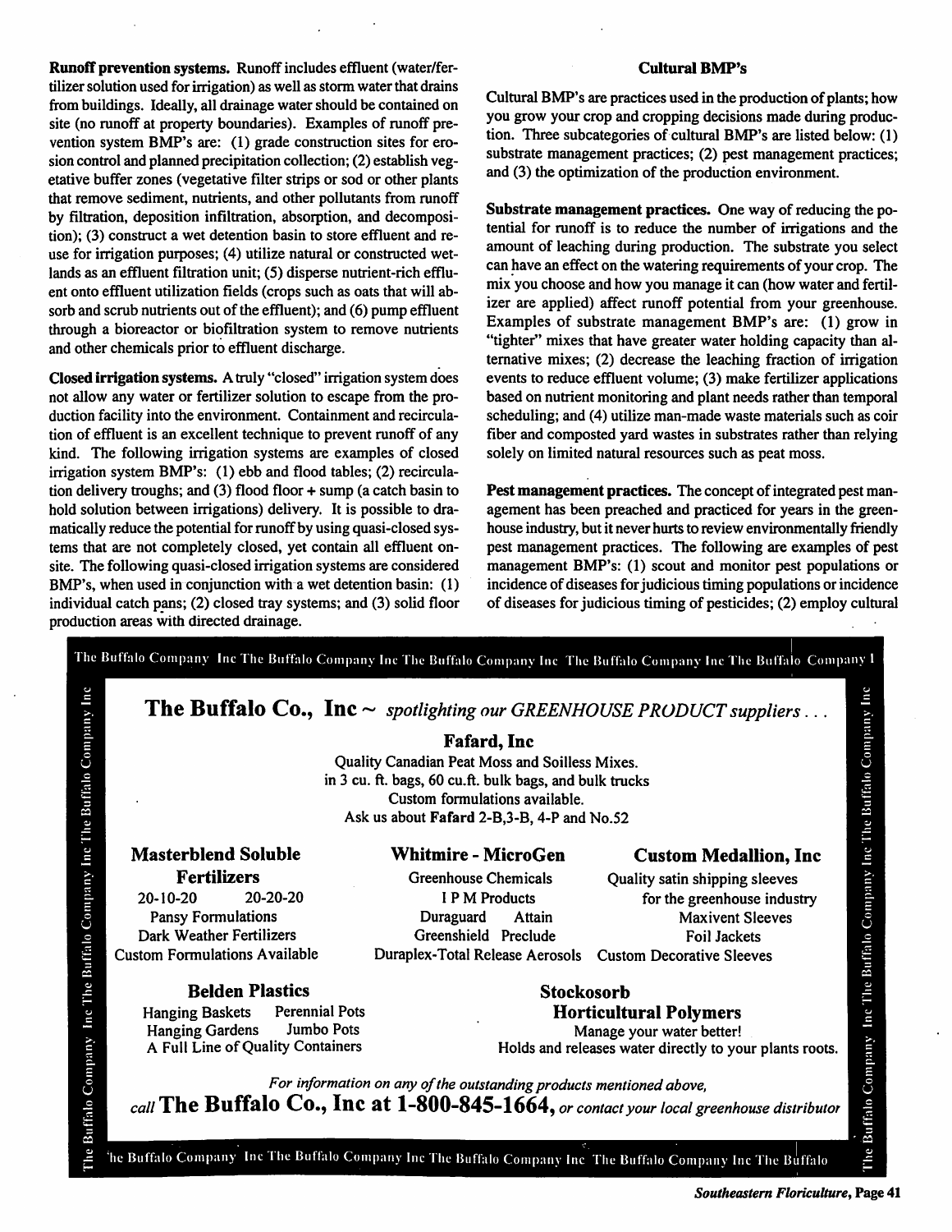**Runoff prevention systems.** Runoff includes effluent (water/fertilizer solution used for irrigation) as well as storm water that drains from buildings. Ideally, all drainage water should be contained on site (no runoff at property boundaries). Examples of runoff prevention system BMP's are: (1) grade construction sites for erosion control and planned precipitation collection; (2) establish vegetative buffer zones (vegetative filter strips or sod or other plants that remove sediment, nutrients, and other pollutants from runoff by filtration, deposition infiltration, absorption, and decomposition); (3) construct a wet detention basin to store effluent and reuse for irrigation purposes; (4) utilize natural or constructed wetlands as an effluent filtration unit; (5) disperse nutrient-rich effluent onto effluent utilization fields (crops such as oats that will absorb and scrub nutrients out of the effluent); and (6) pump effluent through a bioreactor or biofiltration system to remove nutrients and other chemicals prior to effluent discharge.

**Closed irrigation systems.** A truly "closed" irrigation system does not allow any water or fertilizer solution to escape from the production facility into the environment. Containment and recirculation of effluent is an excellent technique to prevent runoff of any kind. The following irrigation systems are examples of closed irrigation system BMP's: (1) ebb and flood tables; (2) recirculation delivery troughs; and (3) flood floor + sump (a catch basin to hold solution between irrigations) delivery. It is possible to dramatically reduce the potential for runoff by using quasi-closed systems that are not completely closed, yet contain all effluent onsite. The following quasi-closed irrigation systems are considered BMP's, when used in conjunction with a wet detention basin: (1) individual catch pans; (2) closed tray systems; and (3) solid floor production areas with directed drainage.

### Cultural BMP's

Cultural BMP's are practices used in the production of plants; how you grow your crop and cropping decisions made during production. Three subcategories of cultural BMP's are listed below: (1) substrate management practices; (2) pest management practices; and (3) the optimization of the production environment.

**Substrate management practices.** One way of reducing the potential for runoff is to reduce the number of irrigations and the amount of leaching during production. The substrate you select can have an effect on the watering requirements of your crop. The mix you choose and how you manage it can (how water and fertilizer are applied) affect runoff potential from your greenhouse. Examples of substrate management BMP's are: (1) grow in "tighter" mixes that have greater water holding capacity than alternative mixes; (2) decrease the leaching fraction of irrigation events to reduce effluent volume; (3) make fertilizer applications based on nutrient monitoring and plant needs rather than temporal scheduling; and (4) utilize man-made waste materials such as coir fiber and composted yard wastes in substrates rather than relying solely on limited natural resources such as peat moss.

**Pest management practices.** The concept of integrated pest management has been preached and practiced for years in the greenhouse industry, but it never hurts to review environmentally friendly pest management practices. The following are examples of pest management BMP's: (1) scout and monitor pest populations or incidence of diseases for judicious timing populations or incidence of diseases for judicious timing of pesticides; (2) employ cultural

---

**The Buffalo Co., Inc** ~ *spotlighting our GREENHOUSE PRODUCT suppliers . . .*

**Fafard, Inc**
Quality Canadian Peat Moss and Soilless Mixes.
in 3 cu. ft. bags, 60 cu.ft. bulk bags, and bulk trucks
Custom formulations available.
Ask us about **Fafard** 2-B,3-B, 4-P and No.52

**Masterblend Soluble Fertilizers**
20-10-20 20-20-20
Pansy Formulations
Dark Weather Fertilizers
Custom Formulations Available

**Whitmire - MicroGen**
Greenhouse Chemicals
I P M Products
Duraguard Attain
Greenshield Preclude
Duraplex-Total Release Aerosols

**Custom Medallion, Inc**
Quality satin shipping sleeves for the greenhouse industry
Maxivent Sleeves
Foil Jackets
Custom Decorative Sleeves

**Belden Plastics**
Hanging Baskets Perennial Pots
Hanging Gardens Jumbo Pots
A Full Line of Quality Containers

**Stockosorb Horticultural Polymers**
Manage your water better!
Holds and releases water directly to your plants roots.

*For information on any of the outstanding products mentioned above,*
*call* **The Buffalo Co., Inc at 1-800-845-1664,** *or contact your local greenhouse distributor*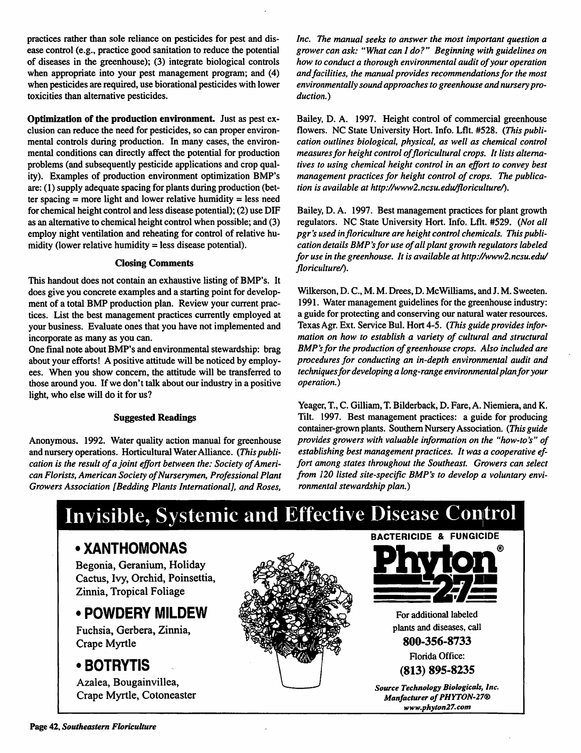practices rather than sole reliance on pesticides for pest and disease control (e.g., practice good sanitation to reduce the potential of diseases in the greenhouse); (3) integrate biological controls when appropriate into your pest management program; and (4) when pesticides are required, use biorational pesticides with lower toxicities than alternative pesticides.

**Optimization of the production environment.** Just as pest exclusion can reduce the need for pesticides, so can proper environmental controls during production. In many cases, the environmental conditions can directly affect the potential for production problems (and subsequently pesticide applications and crop quality). Examples of production environment optimization BMP's are: (1) supply adequate spacing for plants during production (better spacing = more light and lower relative humidity = less need for chemical height control and less disease potential); (2) use DIF as an alternative to chemical height control when possible; and (3) employ night ventilation and reheating for control of relative humidity (lower relative humidity = less disease potential).

### Closing Comments

This handout does not contain an exhaustive listing of BMP's. It does give you concrete examples and a starting point for development of a total BMP production plan. Review your current practices. List the best management practices currently employed at your business. Evaluate ones that you have not implemented and incorporate as many as you can.

One final note about BMP's and environmental stewardship: brag about your efforts! A positive attitude will be noticed by employees. When you show concern, the attitude will be transferred to those around you. If we don't talk about our industry in a positive light, who else will do it for us?

### Suggested Readings

Anonymous. 1992. Water quality action manual for greenhouse and nursery operations. Horticultural Water Alliance. *(This publication is the result of a joint effort between the: Society of American Florists, American Society of Nurserymen, Professional Plant Growers Association [Bedding Plants International], and Roses, Inc. The manual seeks to answer the most important question a grower can ask: "What can I do?" Beginning with guidelines on how to conduct a thorough environmental audit of your operation and facilities, the manual provides recommendations for the most environmentally sound approaches to greenhouse and nursery production.)*

Bailey, D. A. 1997. Height control of commercial greenhouse flowers. NC State University Hort. Info. Lflt. #528. *(This publication outlines biological, physical, as well as chemical control measures for height control of floricultural crops. It lists alternatives to using chemical height control in an effort to convey best management practices for height control of crops. The publication is available at http://www2.ncsu.edu/floriculture/).*

Bailey, D. A. 1997. Best management practices for plant growth regulators. NC State University Hort. Info. Lflt. #529. *(Not all pgr's used in floriculture are height control chemicals. This publication details BMP's for use of all plant growth regulators labeled for use in the greenhouse. It is available at http://www2.ncsu.edu/floriculture/).*

Wilkerson, D. C., M. M. Drees, D. McWilliams, and J. M. Sweeten. 1991. Water management guidelines for the greenhouse industry: a guide for protecting and conserving our natural water resources. Texas Agr. Ext. Service Bul. Hort 4-5. *(This guide provides information on how to establish a variety of cultural and structural BMP's for the production of greenhouse crops. Also included are procedures for conducting an in-depth environmental audit and techniques for developing a long-range environmental plan for your operation.)*

Yeager, T., C. Gilliam, T. Bilderback, D. Fare, A. Niemiera, and K. Tilt. 1997. Best management practices: a guide for producing container-grown plants. Southern Nursery Association. *(This guide provides growers with valuable information on the "how-to's" of establishing best management practices. It was a cooperative effort among states throughout the Southeast. Growers can select from 120 listed site-specific BMP's to develop a voluntary environmental stewardship plan.)*

## Invisible, Systemic and Effective Disease Control

**• XANTHOMONAS**

Begonia, Geranium, Holiday Cactus, Ivy, Orchid, Poinsettia, Zinnia, Tropical Foliage

**• POWDERY MILDEW**

Fuchsia, Gerbera, Zinnia, Crape Myrtle

**• BOTRYTIS**

Azalea, Bougainvillea, Crape Myrtle, Cotoneaster

**BACTERICIDE & FUNGICIDE**

**Phyton® 27**

For additional labeled plants and diseases, call

**800-356-8733**

Florida Office:

**(813) 895-8235**

***Source Technology Biologicals, Inc.***
***Manfacturer of PHYTON-27®***
***www.phyton27.com***